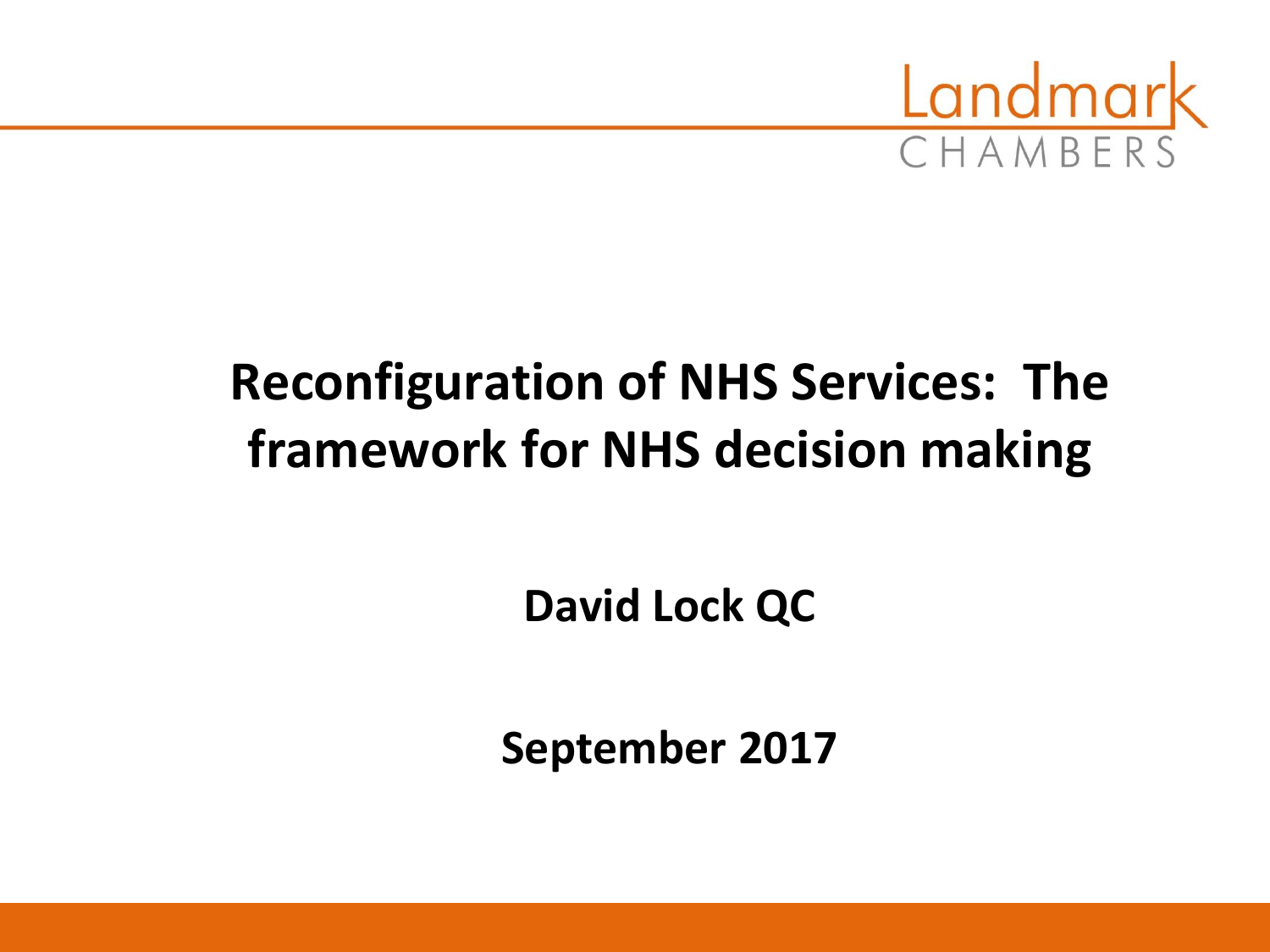Landmark CHAMBERS

# Reconfiguration of NHS Services: The framework for NHS decision making

**David Lock QC**

**September 2017**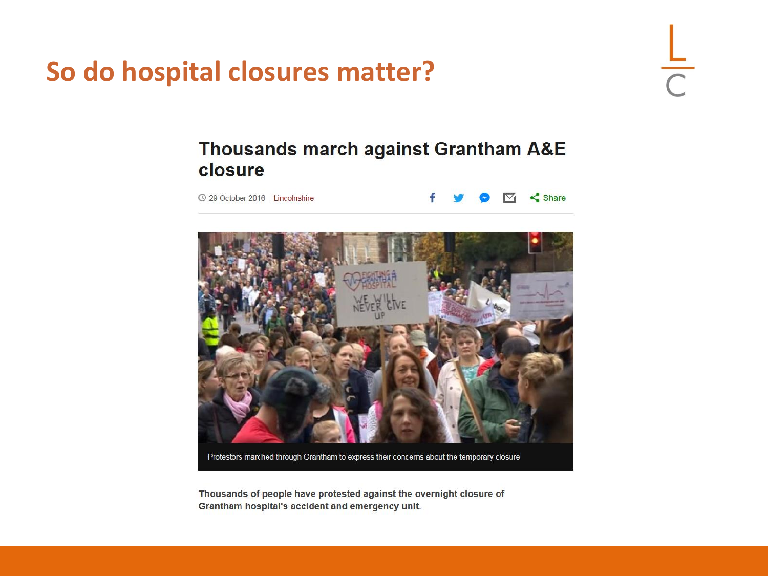# So do hospital closures matter?

## Thousands march against Grantham A&E closure

29 October 2016 | Lincolnshire

Protestors marched through Grantham to express their concerns about the temporary closure

**Thousands of people have protested against the overnight closure of Grantham hospital's accident and emergency unit.**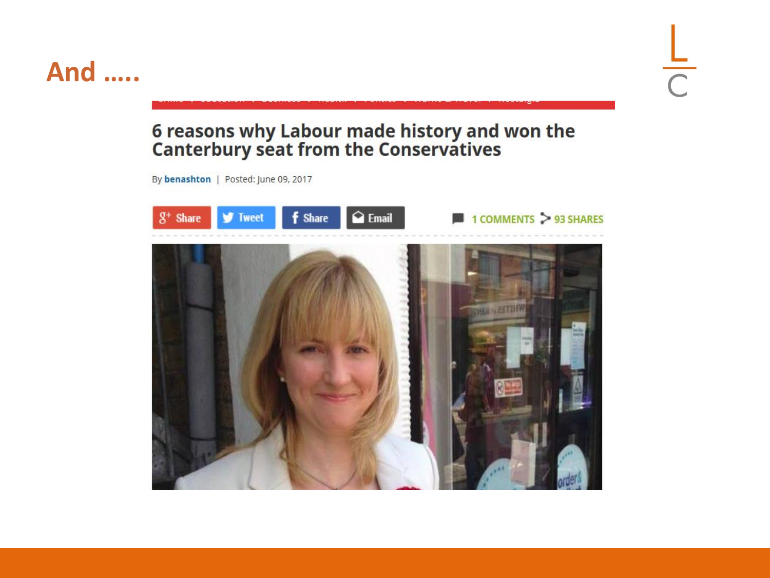# And .....

## 6 reasons why Labour made history and won the Canterbury seat from the Conservatives

By **benashton** | Posted: June 09, 2017

Share Tweet Share Email 1 COMMENTS 93 SHARES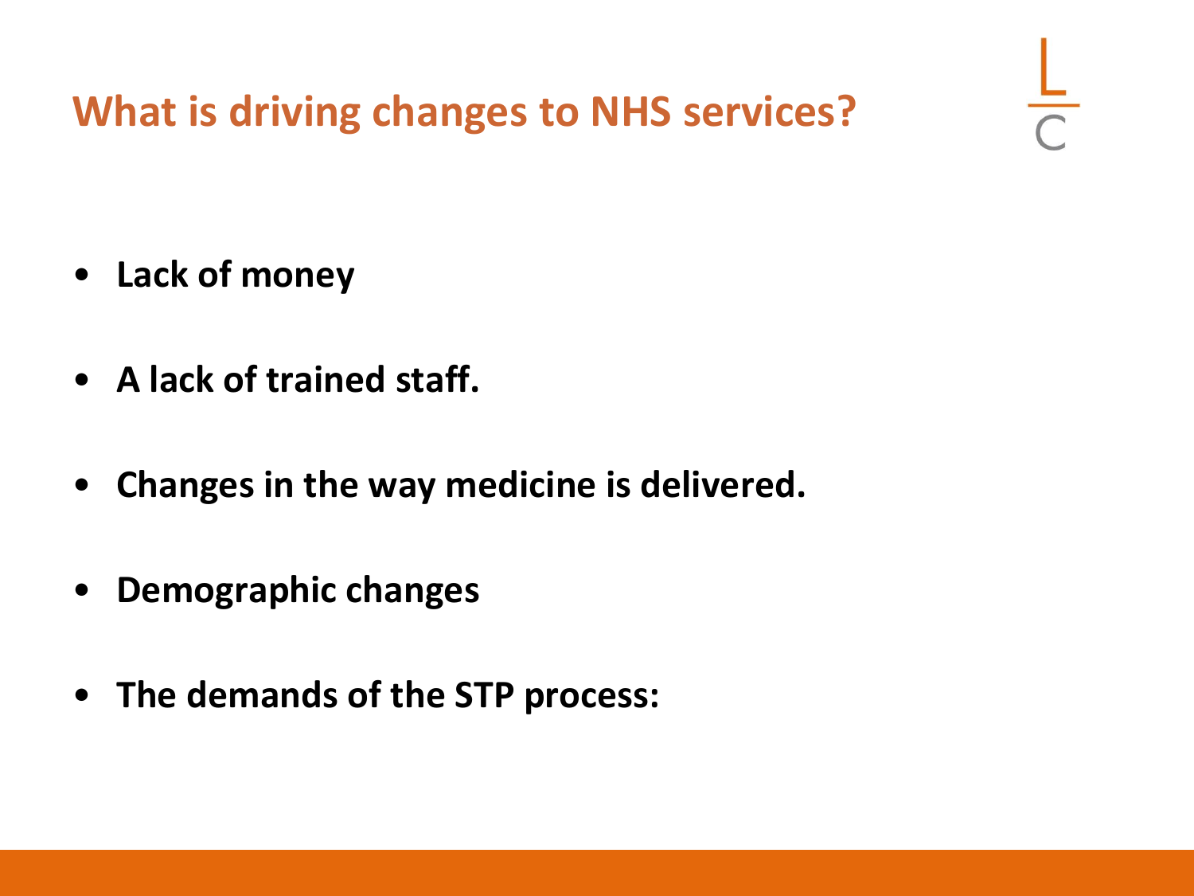## What is driving changes to NHS services?

- **Lack of money**
- **A lack of trained staff.**
- **Changes in the way medicine is delivered.**
- **Demographic changes**
- **The demands of the STP process:**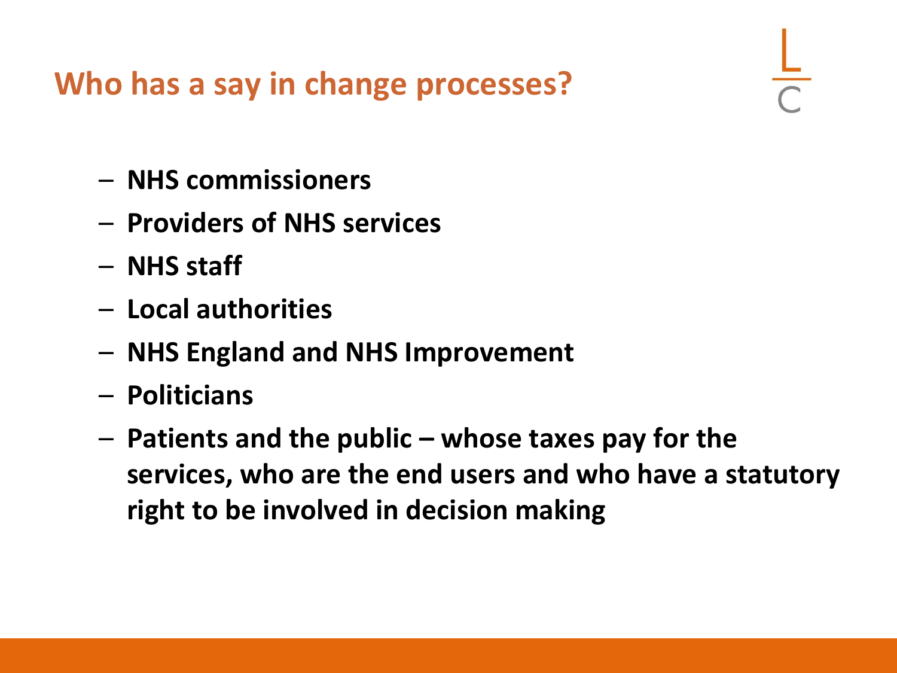## Who has a say in change processes?

- **NHS commissioners**
- **Providers of NHS services**
- **NHS staff**
- **Local authorities**
- **NHS England and NHS Improvement**
- **Politicians**
- **Patients and the public – whose taxes pay for the services, who are the end users and who have a statutory right to be involved in decision making**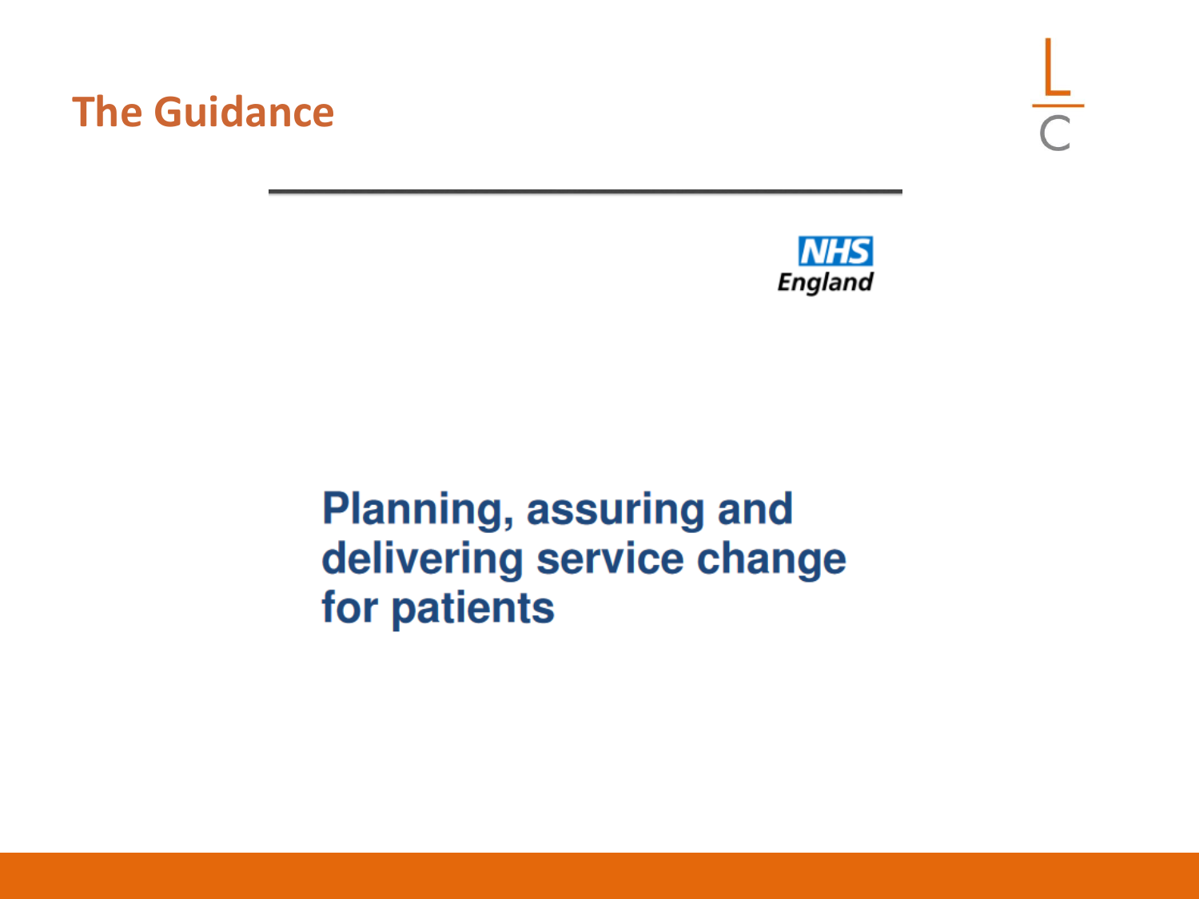# The Guidance

NHS England

## Planning, assuring and delivering service change for patients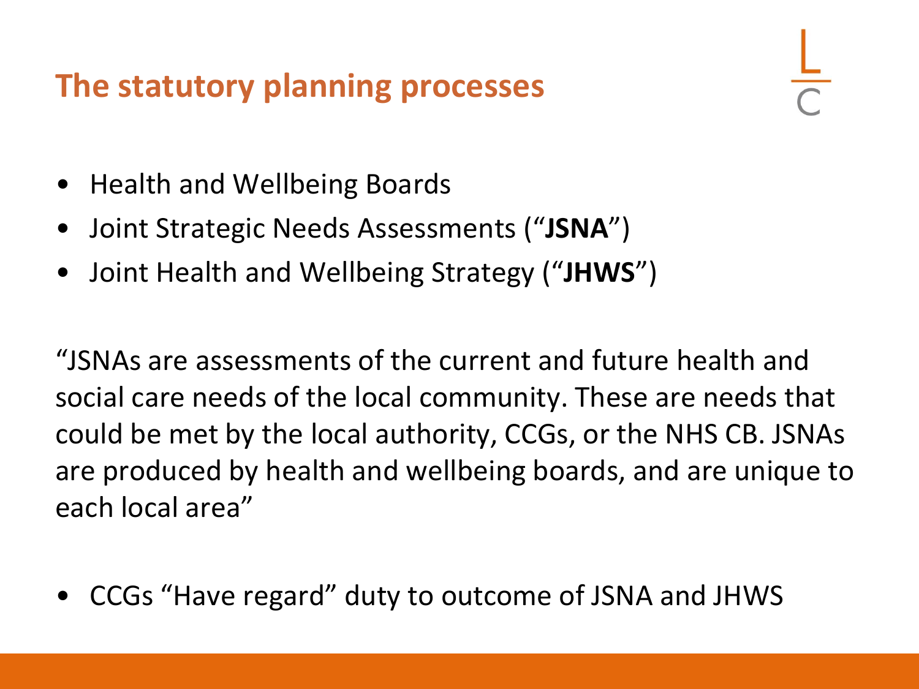# The statutory planning processes

- Health and Wellbeing Boards
- Joint Strategic Needs Assessments ("**JSNA**")
- Joint Health and Wellbeing Strategy ("**JHWS**")

"JSNAs are assessments of the current and future health and social care needs of the local community. These are needs that could be met by the local authority, CCGs, or the NHS CB. JSNAs are produced by health and wellbeing boards, and are unique to each local area"

- CCGs "Have regard" duty to outcome of JSNA and JHWS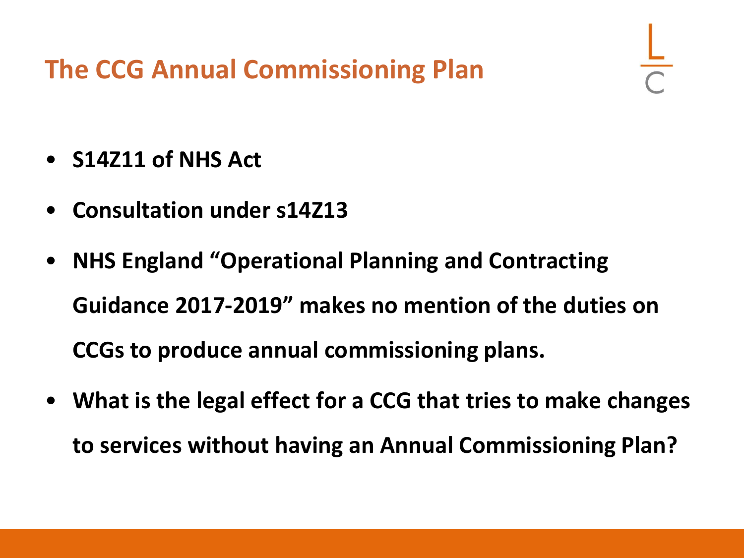# The CCG Annual Commissioning Plan

- **S14Z11 of NHS Act**
- **Consultation under s14Z13**
- **NHS England "Operational Planning and Contracting Guidance 2017-2019" makes no mention of the duties on CCGs to produce annual commissioning plans.**
- **What is the legal effect for a CCG that tries to make changes to services without having an Annual Commissioning Plan?**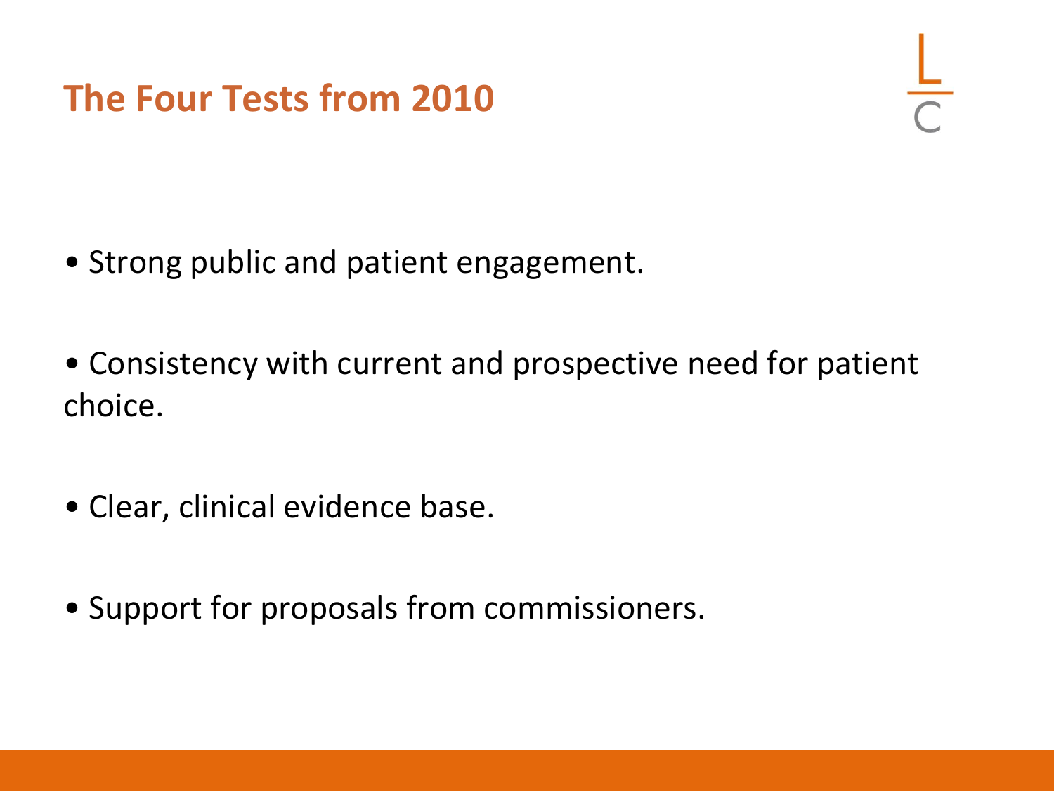# The Four Tests from 2010

- Strong public and patient engagement.
- Consistency with current and prospective need for patient choice.
- Clear, clinical evidence base.
- Support for proposals from commissioners.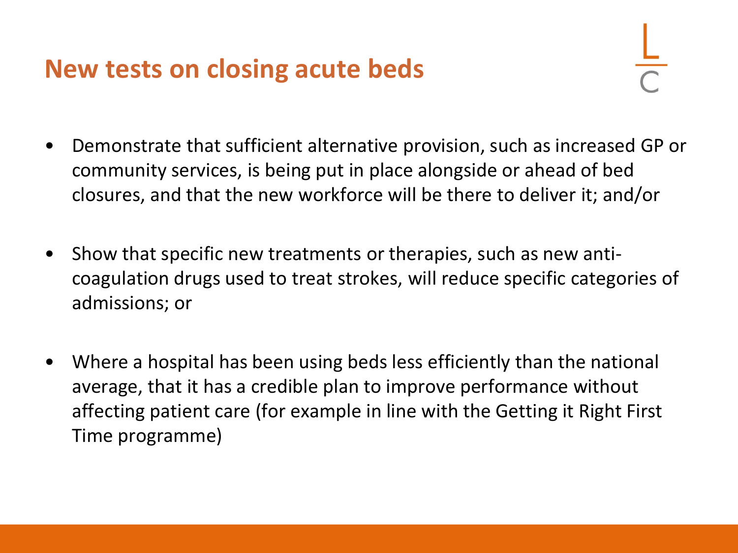# New tests on closing acute beds

- Demonstrate that sufficient alternative provision, such as increased GP or community services, is being put in place alongside or ahead of bed closures, and that the new workforce will be there to deliver it; and/or
- Show that specific new treatments or therapies, such as new anti-coagulation drugs used to treat strokes, will reduce specific categories of admissions; or
- Where a hospital has been using beds less efficiently than the national average, that it has a credible plan to improve performance without affecting patient care (for example in line with the Getting it Right First Time programme)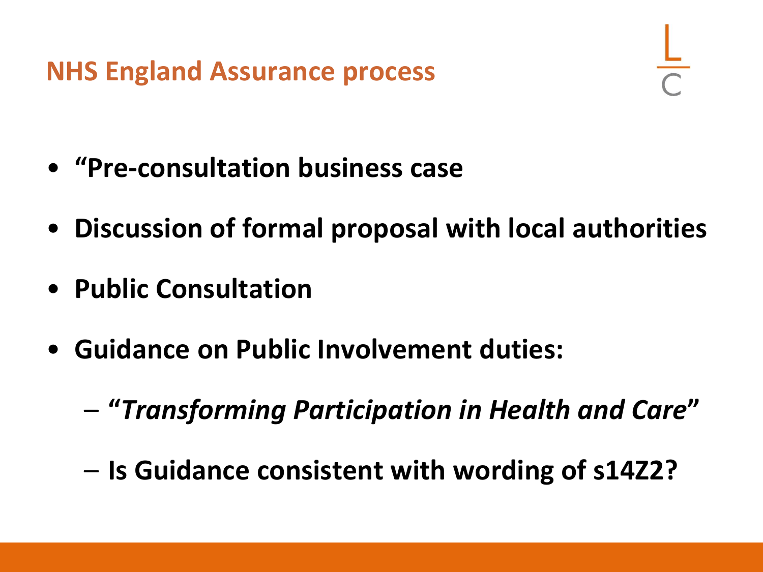## NHS England Assurance process

- **“Pre-consultation business case**
- **Discussion of formal proposal with local authorities**
- **Public Consultation**
- **Guidance on Public Involvement duties:**
  - **“*Transforming Participation in Health and Care*”**
  - **Is Guidance consistent with wording of s14Z2?**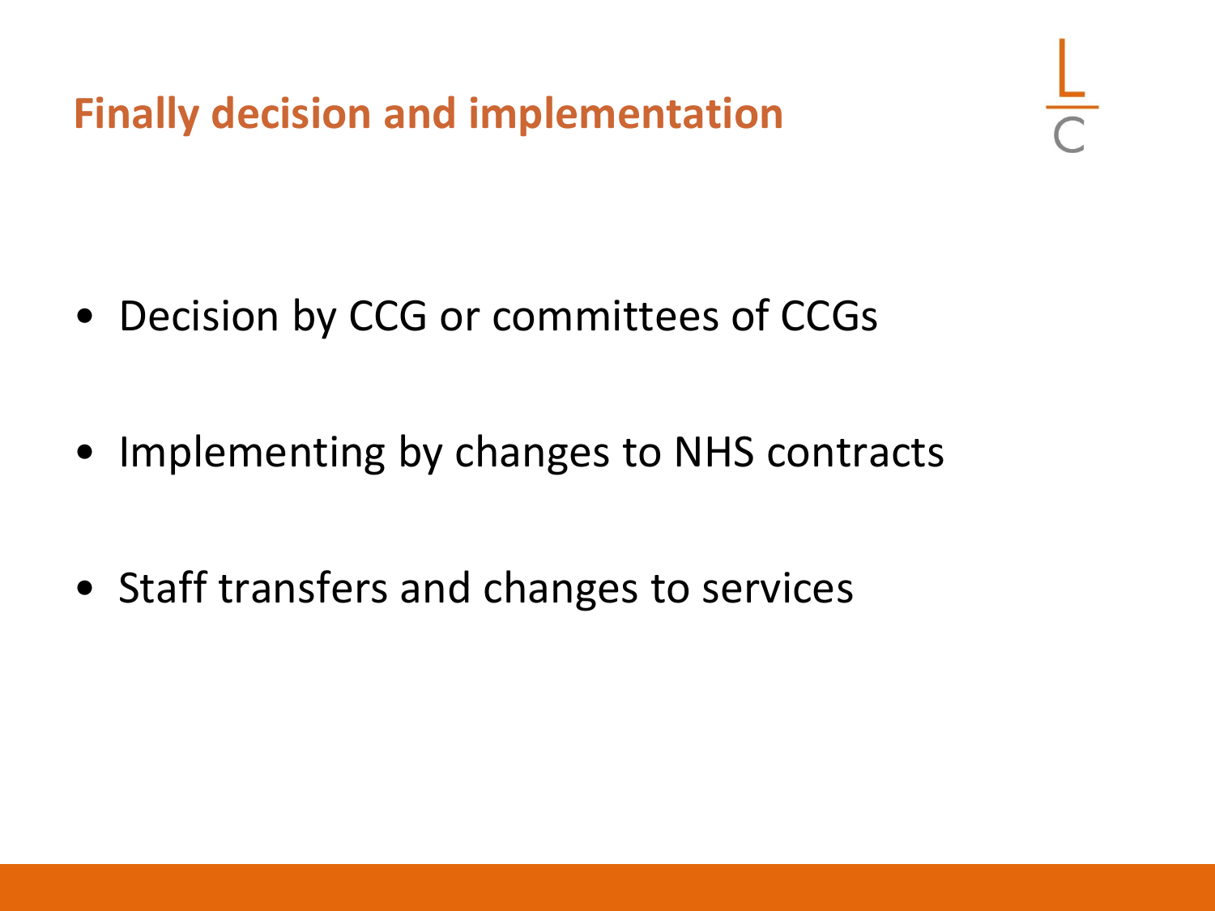# Finally decision and implementation

- Decision by CCG or committees of CCGs
- Implementing by changes to NHS contracts
- Staff transfers and changes to services